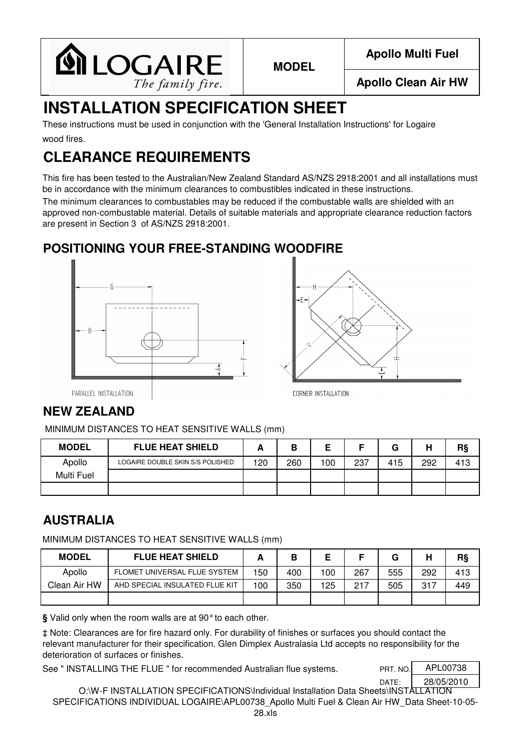LOGAIRE *The family fire.*

| MODEL | Apollo Multi Fuel |
| --- | --- |
| | Apollo Clean Air HW |

# INSTALLATION SPECIFICATION SHEET

These instructions must be used in conjunction with the 'General Installation Instructions' for Logaire wood fires.

# CLEARANCE REQUIREMENTS

This fire has been tested to the Australian/New Zealand Standard AS/NZS 2918:2001 and all installations must be in accordance with the minimum clearances to combustibles indicated in these instructions.

The minimum clearances to combustables may be reduced if the combustable walls are shielded with an approved non-combustable material. Details of suitable materials and appropriate clearance reduction factors are present in Section 3 of AS/NZS 2918:2001.

## POSITIONING YOUR FREE-STANDING WOODFIRE

PARALLEL INSTALLATION

CORNER INSTALLATION

## NEW ZEALAND

MINIMUM DISTANCES TO HEAT SENSITIVE WALLS (mm)

| MODEL | FLUE HEAT SHIELD | A | B | E | F | G | H | R§ |
| --- | --- | --- | --- | --- | --- | --- | --- | --- |
| Apollo Multi Fuel | LOGAIRE DOUBLE SKIN S/S POLISHED | 120 | 260 | 100 | 237 | 415 | 292 | 413 |
| | | | | | | | | |

## AUSTRALIA

MINIMUM DISTANCES TO HEAT SENSITIVE WALLS (mm)

| MODEL | FLUE HEAT SHIELD | A | B | E | F | G | H | R§ |
| --- | --- | --- | --- | --- | --- | --- | --- | --- |
| Apollo Clean Air HW | FLOMET UNIVERSAL FLUE SYSTEM | 150 | 400 | 100 | 267 | 555 | 292 | 413 |
| | AHD SPECIAL INSULATED FLUE KIT | 100 | 350 | 125 | 217 | 505 | 317 | 449 |
| | | | | | | | | |

**§** Valid only when the room walls are at 90° to each other.

‡ Note: Clearances are for fire hazard only. For durability of finishes or surfaces you should contact the relevant manufacturer for their specification. Glen Dimplex Australasia Ltd accepts no responsibility for the deterioration of surfaces or finishes.

See " INSTALLING THE FLUE " for recommended Australian flue systems.

PRT. NO. APL00738

DATE: 28/05/2010

O:\W-F INSTALLATION SPECIFICATIONS\Individual Installation Data Sheets\INSTALLATION SPECIFICATIONS INDIVIDUAL LOGAIRE\APL00738_Apollo Multi Fuel & Clean Air HW_Data Sheet-10-05-28.xls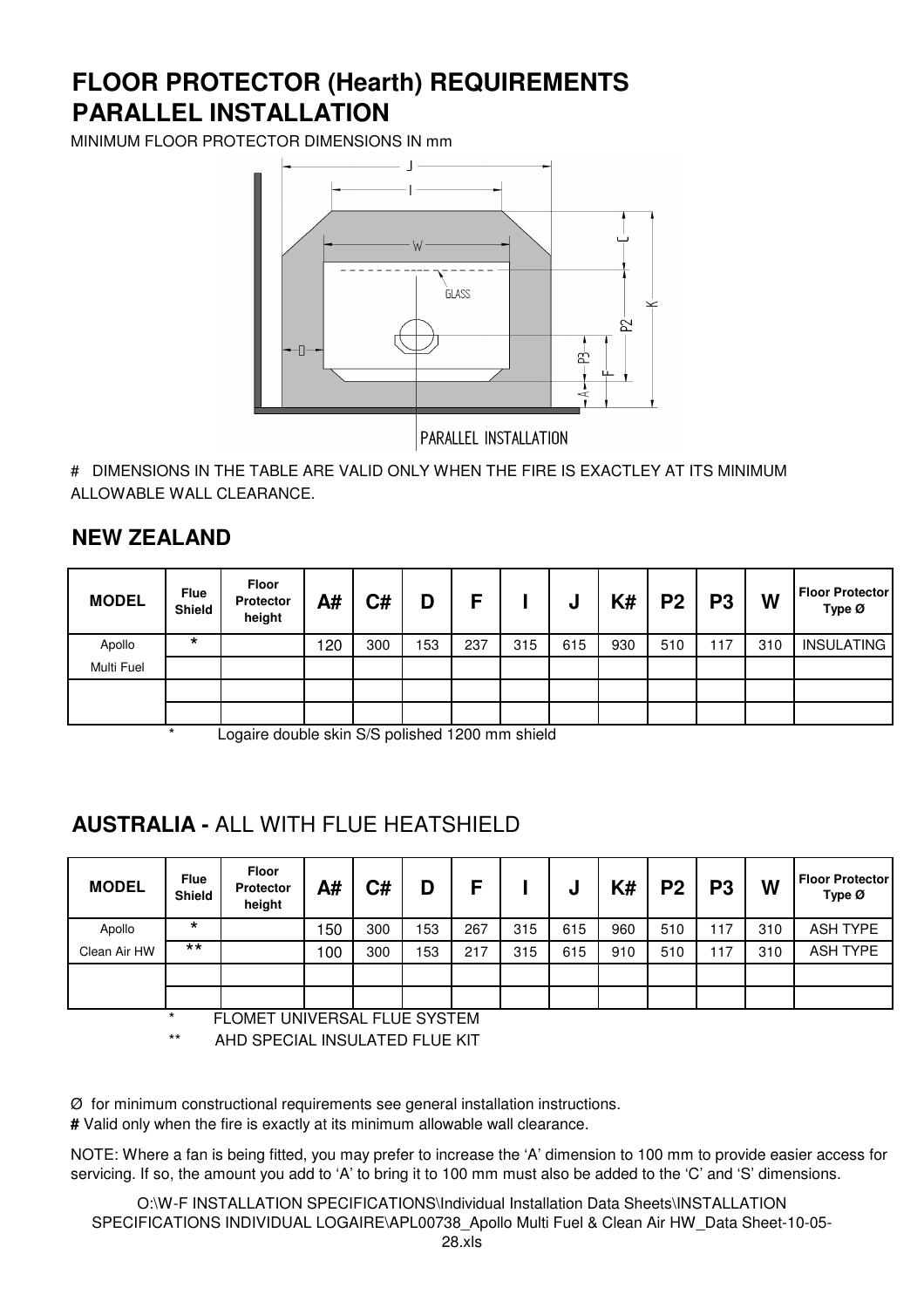# FLOOR PROTECTOR (Hearth) REQUIREMENTS
# PARALLEL INSTALLATION

MINIMUM FLOOR PROTECTOR DIMENSIONS IN mm

PARALLEL INSTALLATION

# DIMENSIONS IN THE TABLE ARE VALID ONLY WHEN THE FIRE IS EXACTLEY AT ITS MINIMUM ALLOWABLE WALL CLEARANCE.

## NEW ZEALAND

| MODEL | Flue Shield | Floor Protector height | A# | C# | D | F | I | J | K# | P2 | P3 | W | Floor Protector Type Ø |
|---|---|---|---|---|---|---|---|---|---|---|---|---|---|
| Apollo | * | | 120 | 300 | 153 | 237 | 315 | 615 | 930 | 510 | 117 | 310 | INSULATING |
| Multi Fuel | | | | | | | | | | | | | |
| | | | | | | | | | | | | | |
| | | | | | | | | | | | | | |

* Logaire double skin S/S polished 1200 mm shield

## AUSTRALIA - ALL WITH FLUE HEATSHIELD

| MODEL | Flue Shield | Floor Protector height | A# | C# | D | F | I | J | K# | P2 | P3 | W | Floor Protector Type Ø |
|---|---|---|---|---|---|---|---|---|---|---|---|---|---|
| Apollo | * | | 150 | 300 | 153 | 267 | 315 | 615 | 960 | 510 | 117 | 310 | ASH TYPE |
| Clean Air HW | ** | | 100 | 300 | 153 | 217 | 315 | 615 | 910 | 510 | 117 | 310 | ASH TYPE |
| | | | | | | | | | | | | | |
| | | | | | | | | | | | | | |

* FLOMET UNIVERSAL FLUE SYSTEM

** AHD SPECIAL INSULATED FLUE KIT

Ø for minimum constructional requirements see general installation instructions.

**#** Valid only when the fire is exactly at its minimum allowable wall clearance.

NOTE: Where a fan is being fitted, you may prefer to increase the 'A' dimension to 100 mm to provide easier access for servicing. If so, the amount you add to 'A' to bring it to 100 mm must also be added to the 'C' and 'S' dimensions.

O:\W-F INSTALLATION SPECIFICATIONS\Individual Installation Data Sheets\INSTALLATION SPECIFICATIONS INDIVIDUAL LOGAIRE\APL00738_Apollo Multi Fuel & Clean Air HW_Data Sheet-10-05-28.xls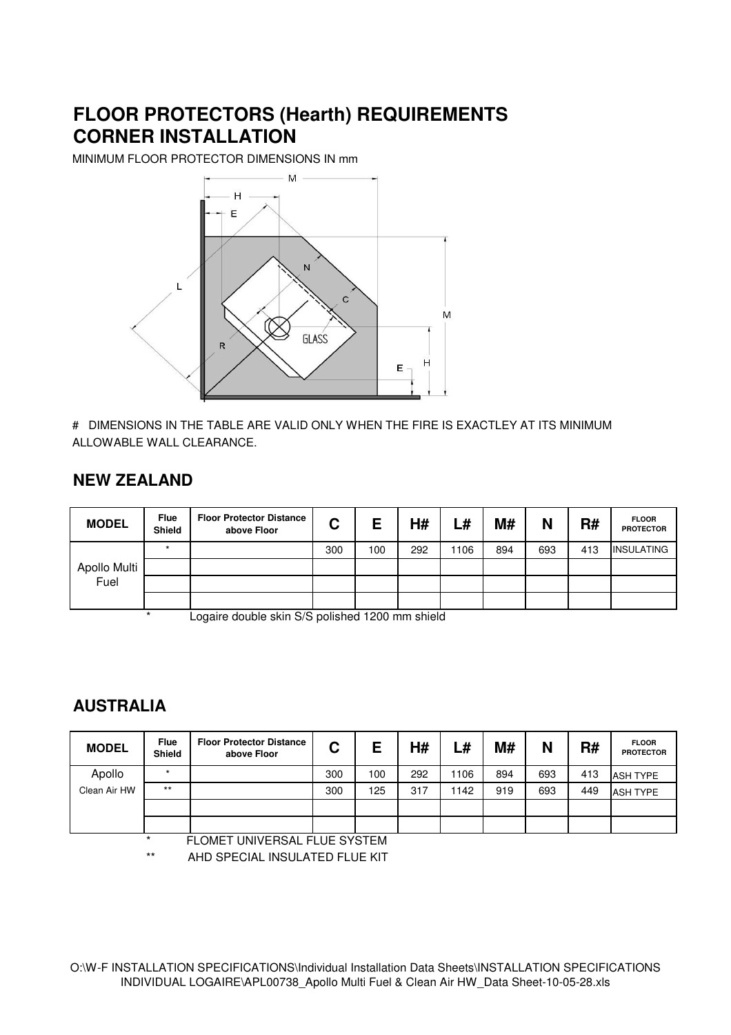# FLOOR PROTECTORS (Hearth) REQUIREMENTS
# CORNER INSTALLATION

MINIMUM FLOOR PROTECTOR DIMENSIONS IN mm

# DIMENSIONS IN THE TABLE ARE VALID ONLY WHEN THE FIRE IS EXACTLEY AT ITS MINIMUM ALLOWABLE WALL CLEARANCE.

## NEW ZEALAND

| MODEL | Flue Shield | Floor Protector Distance above Floor | C | E | H# | L# | M# | N | R# | FLOOR PROTECTOR |
|---|---|---|---|---|---|---|---|---|---|---|
| Apollo Multi Fuel | * | | 300 | 100 | 292 | 1106 | 894 | 693 | 413 | INSULATING |
| | | | | | | | | | | |
| | | | | | | | | | | |

\* Logaire double skin S/S polished 1200 mm shield

## AUSTRALIA

| MODEL | Flue Shield | Floor Protector Distance above Floor | C | E | H# | L# | M# | N | R# | FLOOR PROTECTOR |
|---|---|---|---|---|---|---|---|---|---|---|
| Apollo Clean Air HW | * | | 300 | 100 | 292 | 1106 | 894 | 693 | 413 | ASH TYPE |
| | ** | | 300 | 125 | 317 | 1142 | 919 | 693 | 449 | ASH TYPE |
| | | | | | | | | | | |
| | | | | | | | | | | |

\* FLOMET UNIVERSAL FLUE SYSTEM

\*\* AHD SPECIAL INSULATED FLUE KIT

O:\W-F INSTALLATION SPECIFICATIONS\Individual Installation Data Sheets\INSTALLATION SPECIFICATIONS INDIVIDUAL LOGAIRE\APL00738_Apollo Multi Fuel & Clean Air HW_Data Sheet-10-05-28.xls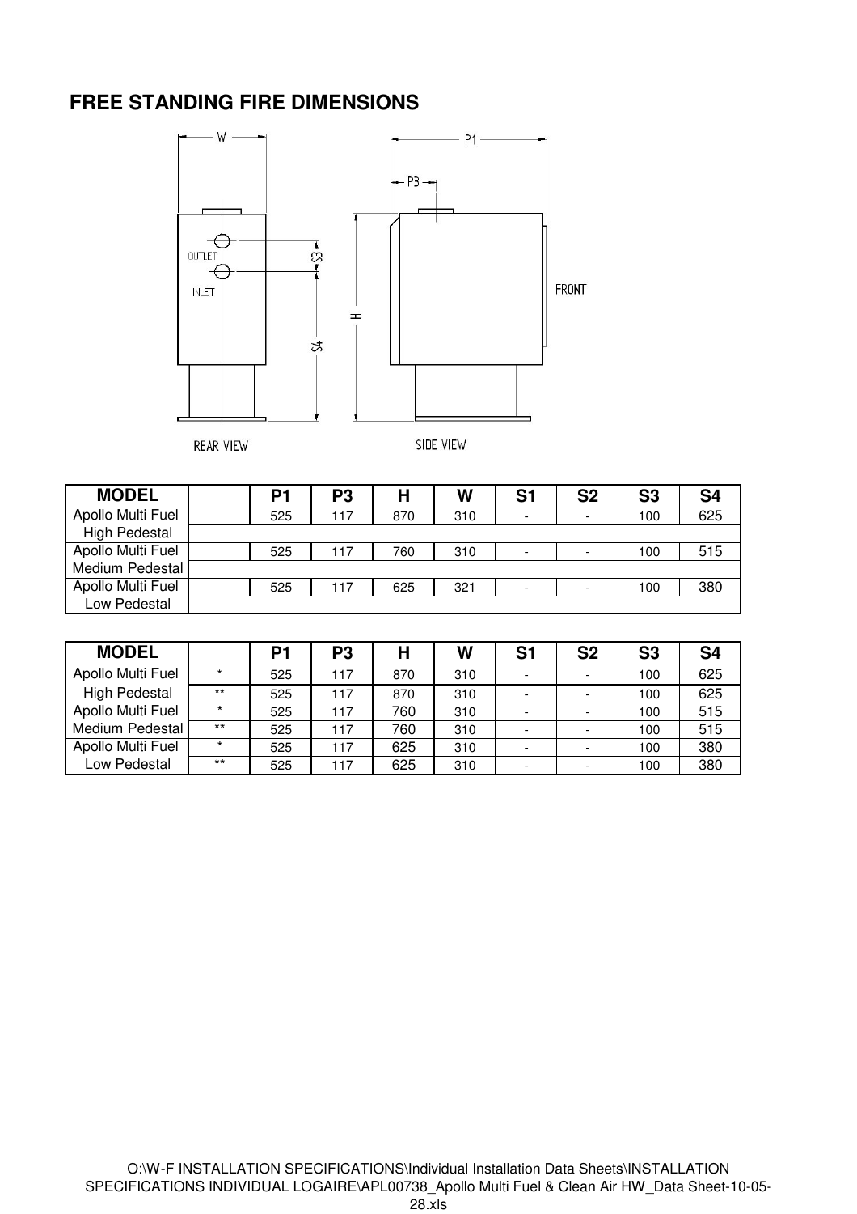# FREE STANDING FIRE DIMENSIONS

| MODEL | | P1 | P3 | H | W | S1 | S2 | S3 | S4 |
|---|---|---|---|---|---|---|---|---|---|
| Apollo Multi Fuel High Pedestal | | 525 | 117 | 870 | 310 | - | - | 100 | 625 |
| Apollo Multi Fuel Medium Pedestal | | 525 | 117 | 760 | 310 | - | - | 100 | 515 |
| Apollo Multi Fuel Low Pedestal | | 525 | 117 | 625 | 321 | - | - | 100 | 380 |

| MODEL | | P1 | P3 | H | W | S1 | S2 | S3 | S4 |
|---|---|---|---|---|---|---|---|---|---|
| Apollo Multi Fuel High Pedestal | * | 525 | 117 | 870 | 310 | - | - | 100 | 625 |
| | ** | 525 | 117 | 870 | 310 | - | - | 100 | 625 |
| Apollo Multi Fuel Medium Pedestal | * | 525 | 117 | 760 | 310 | - | - | 100 | 515 |
| | ** | 525 | 117 | 760 | 310 | - | - | 100 | 515 |
| Apollo Multi Fuel Low Pedestal | * | 525 | 117 | 625 | 310 | - | - | 100 | 380 |
| | ** | 525 | 117 | 625 | 310 | - | - | 100 | 380 |

O:\W-F INSTALLATION SPECIFICATIONS\Individual Installation Data Sheets\INSTALLATION SPECIFICATIONS INDIVIDUAL LOGAIRE\APL00738_Apollo Multi Fuel & Clean Air HW_Data Sheet-10-05-28.xls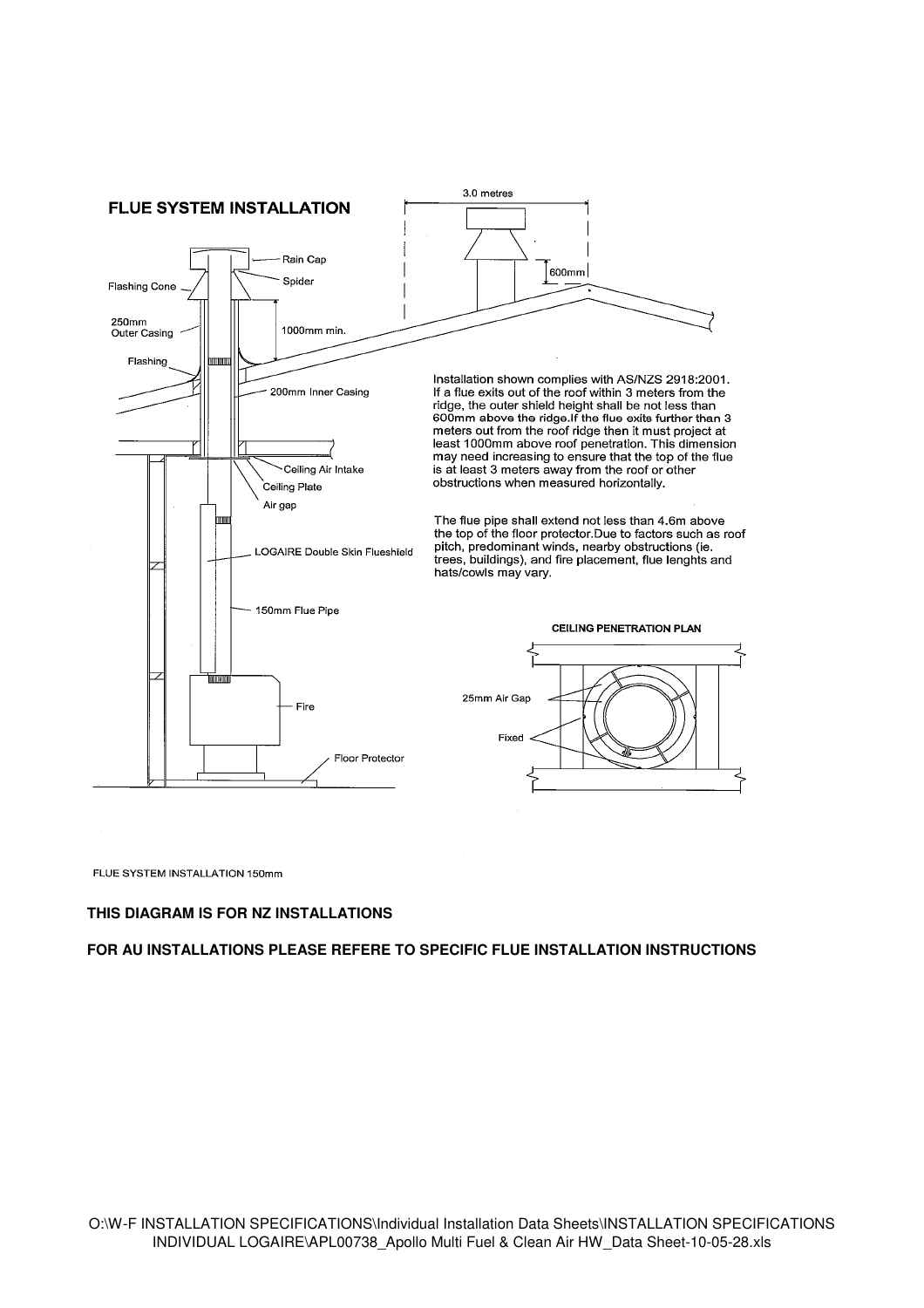## FLUE SYSTEM INSTALLATION

Rain Cap

Spider

Flashing Cone

250mm Outer Casing

1000mm min.

Flashing

200mm Inner Casing

Ceiling Air Intake

Ceiling Plate

Air gap

LOGAIRE Double Skin Flueshield

150mm Flue Pipe

Fire

Floor Protector

3.0 metres

600mm

Installation shown complies with AS/NZS 2918:2001. If a flue exits out of the roof within 3 meters from the ridge, the outer shield height shall be not less than 600mm above the ridge. If the flue exits further than 3 meters out from the roof ridge then it must project at least 1000mm above roof penetration. This dimension may need increasing to ensure that the top of the flue is at least 3 meters away from the roof or other obstructions when measured horizontally.

The flue pipe shall extend not less than 4.6m above the top of the floor protector. Due to factors such as roof pitch, predominant winds, nearby obstructions (ie. trees, buildings), and fire placement, flue lenghts and hats/cowls may vary.

**CEILING PENETRATION PLAN**

25mm Air Gap

Fixed

FLUE SYSTEM INSTALLATION 150mm

**THIS DIAGRAM IS FOR NZ INSTALLATIONS**

**FOR AU INSTALLATIONS PLEASE REFERE TO SPECIFIC FLUE INSTALLATION INSTRUCTIONS**

O:\W-F INSTALLATION SPECIFICATIONS\Individual Installation Data Sheets\INSTALLATION SPECIFICATIONS INDIVIDUAL LOGAIRE\APL00738_Apollo Multi Fuel & Clean Air HW_Data Sheet-10-05-28.xls